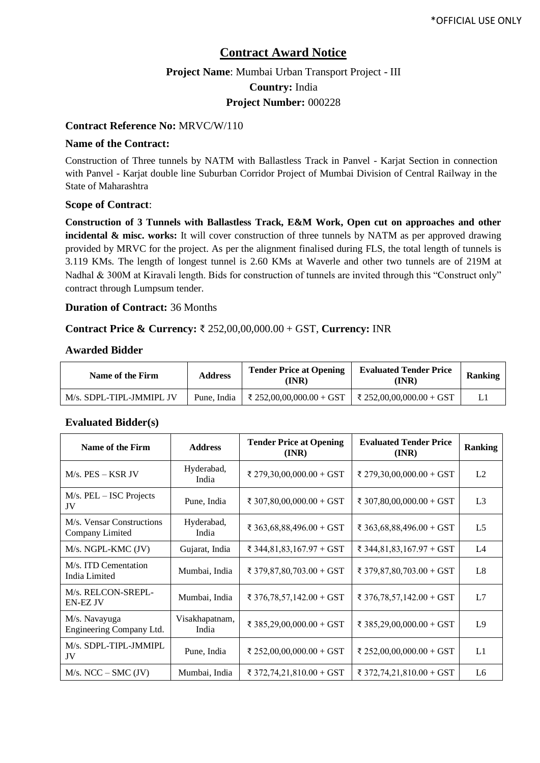*OFFICIAL USE ONLY

# Contract Award Notice

**Project Name**: Mumbai Urban Transport Project - III

**Country:** India

**Project Number:** 000228

**Contract Reference No:** MRVC/W/110

**Name of the Contract:**

Construction of Three tunnels by NATM with Ballastless Track in Panvel - Karjat Section in connection with Panvel - Karjat double line Suburban Corridor Project of Mumbai Division of Central Railway in the State of Maharashtra

**Scope of Contract**:

**Construction of 3 Tunnels with Ballastless Track, E&M Work, Open cut on approaches and other incidental & misc. works:** It will cover construction of three tunnels by NATM as per approved drawing provided by MRVC for the project. As per the alignment finalised during FLS, the total length of tunnels is 3.119 KMs. The length of longest tunnel is 2.60 KMs at Waverle and other two tunnels are of 219M at Nadhal & 300M at Kiravali length. Bids for construction of tunnels are invited through this "Construct only" contract through Lumpsum tender.

**Duration of Contract:** 36 Months

**Contract Price & Currency:** ₹ 252,00,00,000.00 + GST, **Currency:** INR

**Awarded Bidder**

| Name of the Firm | Address | Tender Price at Opening (INR) | Evaluated Tender Price (INR) | Ranking |
|---|---|---|---|---|
| M/s. SDPL-TIPL-JMMIPL JV | Pune, India | ₹ 252,00,00,000.00 + GST | ₹ 252,00,00,000.00 + GST | L1 |

**Evaluated Bidder(s)**

| Name of the Firm | Address | Tender Price at Opening (INR) | Evaluated Tender Price (INR) | Ranking |
|---|---|---|---|---|
| M/s. PES – KSR JV | Hyderabad, India | ₹ 279,30,00,000.00 + GST | ₹ 279,30,00,000.00 + GST | L2 |
| M/s. PEL – ISC Projects JV | Pune, India | ₹ 307,80,00,000.00 + GST | ₹ 307,80,00,000.00 + GST | L3 |
| M/s. Vensar Constructions Company Limited | Hyderabad, India | ₹ 363,68,88,496.00 + GST | ₹ 363,68,88,496.00 + GST | L5 |
| M/s. NGPL-KMC (JV) | Gujarat, India | ₹ 344,81,83,167.97 + GST | ₹ 344,81,83,167.97 + GST | L4 |
| M/s. ITD Cementation India Limited | Mumbai, India | ₹ 379,87,80,703.00 + GST | ₹ 379,87,80,703.00 + GST | L8 |
| M/s. RELCON-SREPL-EN-EZ JV | Mumbai, India | ₹ 376,78,57,142.00 + GST | ₹ 376,78,57,142.00 + GST | L7 |
| M/s. Navayuga Engineering Company Ltd. | Visakhapatnam, India | ₹ 385,29,00,000.00 + GST | ₹ 385,29,00,000.00 + GST | L9 |
| M/s. SDPL-TIPL-JMMIPL JV | Pune, India | ₹ 252,00,00,000.00 + GST | ₹ 252,00,00,000.00 + GST | L1 |
| M/s. NCC – SMC (JV) | Mumbai, India | ₹ 372,74,21,810.00 + GST | ₹ 372,74,21,810.00 + GST | L6 |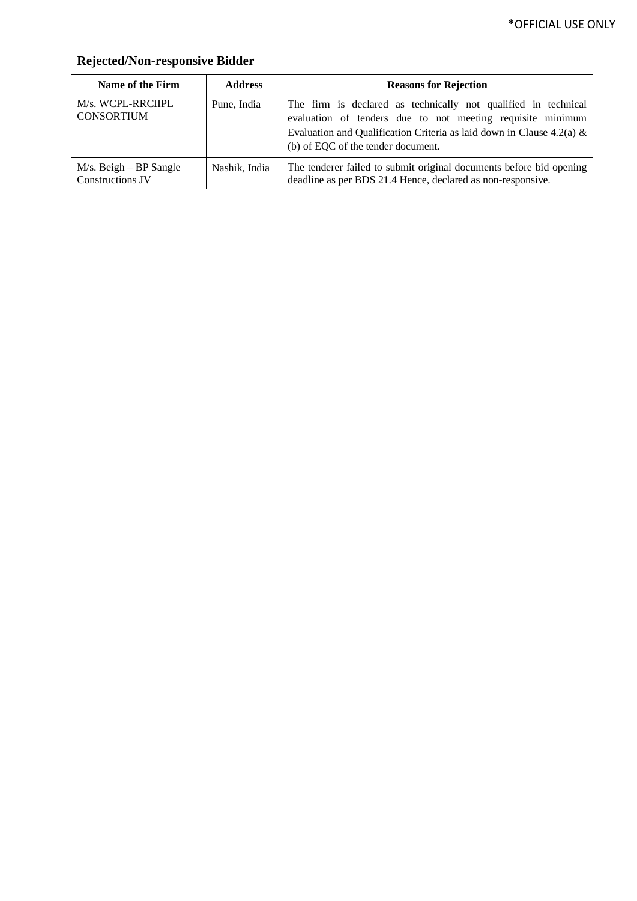## Rejected/Non-responsive Bidder

| Name of the Firm | Address | Reasons for Rejection |
| --- | --- | --- |
| M/s. WCPL-RRCIIPL CONSORTIUM | Pune, India | The firm is declared as technically not qualified in technical evaluation of tenders due to not meeting requisite minimum Evaluation and Qualification Criteria as laid down in Clause 4.2(a) & (b) of EQC of the tender document. |
| M/s. Beigh – BP Sangle Constructions JV | Nashik, India | The tenderer failed to submit original documents before bid opening deadline as per BDS 21.4 Hence, declared as non-responsive. |